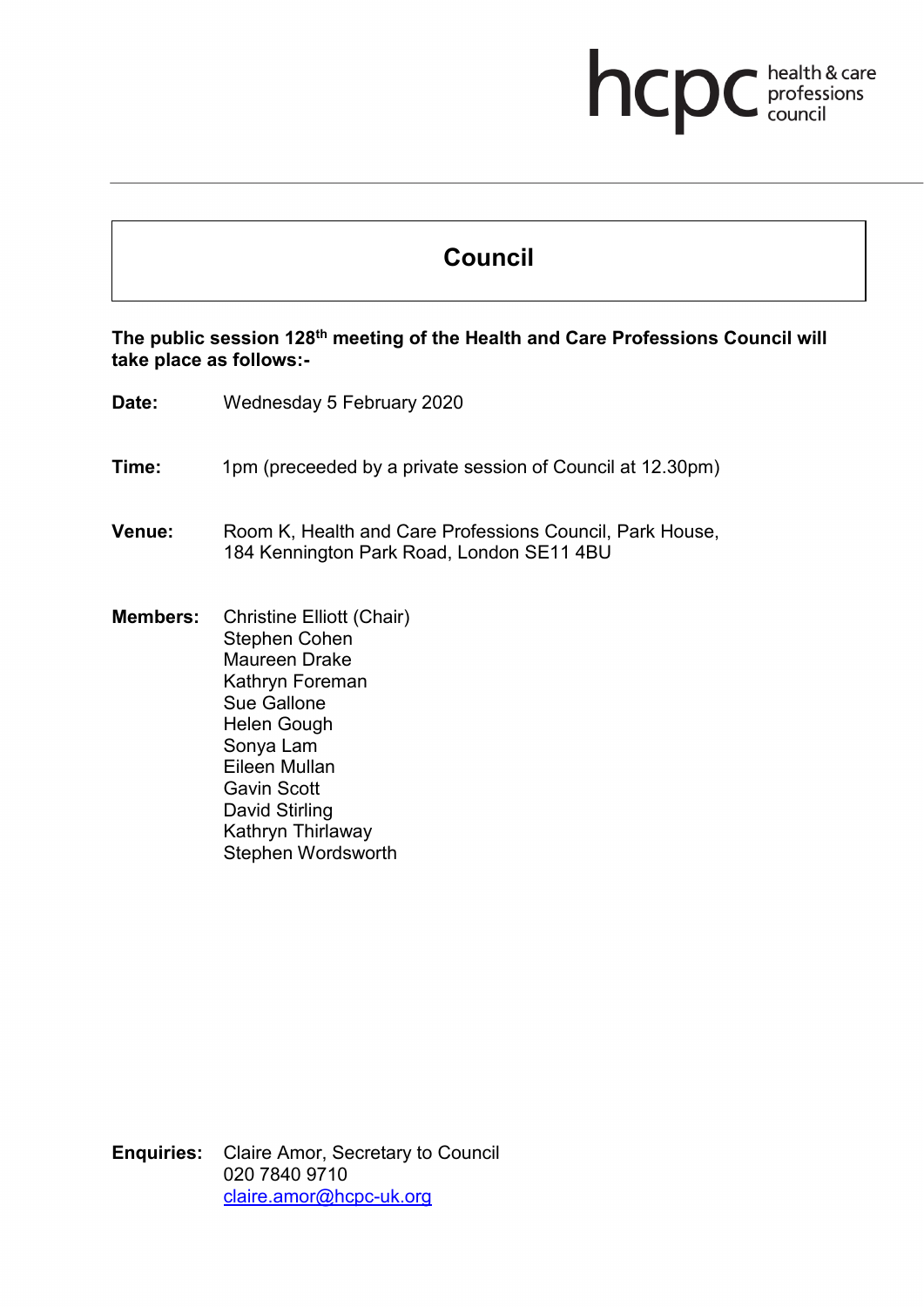hcpc health & care professions council

# Council

**The public session 128th meeting of the Health and Care Professions Council will take place as follows:-**

**Date:** Wednesday 5 February 2020

**Time:** 1pm (preceeded by a private session of Council at 12.30pm)

**Venue:** Room K, Health and Care Professions Council, Park House, 184 Kennington Park Road, London SE11 4BU

**Members:** Christine Elliott (Chair)
Stephen Cohen
Maureen Drake
Kathryn Foreman
Sue Gallone
Helen Gough
Sonya Lam
Eileen Mullan
Gavin Scott
David Stirling
Kathryn Thirlaway
Stephen Wordsworth

**Enquiries:** Claire Amor, Secretary to Council
020 7840 9710
claire.amor@hcpc-uk.org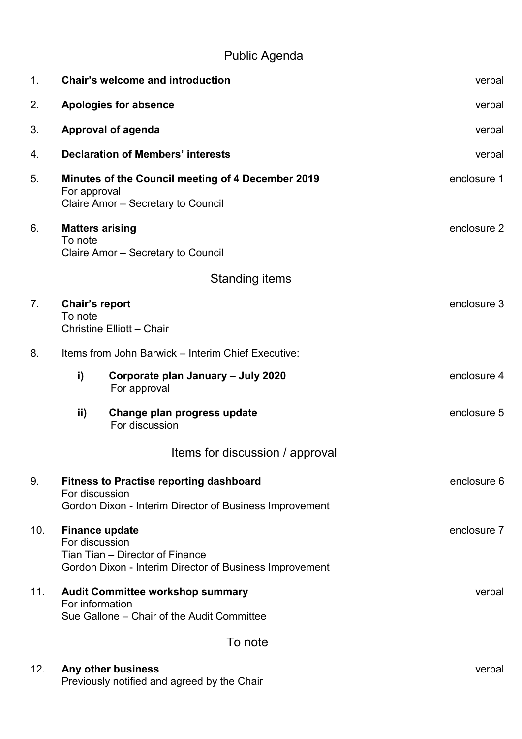# Public Agenda

| | | |
|---|---|---|
| 1. | **Chair's welcome and introduction** | verbal |
| 2. | **Apologies for absence** | verbal |
| 3. | **Approval of agenda** | verbal |
| 4. | **Declaration of Members' interests** | verbal |
| 5. | **Minutes of the Council meeting of 4 December 2019**<br>For approval<br>Claire Amor – Secretary to Council | enclosure 1 |
| 6. | **Matters arising**<br>To note<br>Claire Amor – Secretary to Council | enclosure 2 |

## Standing items

| | | |
|---|---|---|
| 7. | **Chair's report**<br>To note<br>Christine Elliott – Chair | enclosure 3 |
| 8. | Items from John Barwick – Interim Chief Executive: | |
| | **i) Corporate plan January – July 2020**<br>For approval | enclosure 4 |
| | **ii) Change plan progress update**<br>For discussion | enclosure 5 |

## Items for discussion / approval

| | | |
|---|---|---|
| 9. | **Fitness to Practise reporting dashboard**<br>For discussion<br>Gordon Dixon - Interim Director of Business Improvement | enclosure 6 |
| 10. | **Finance update**<br>For discussion<br>Tian Tian – Director of Finance<br>Gordon Dixon - Interim Director of Business Improvement | enclosure 7 |
| 11. | **Audit Committee workshop summary**<br>For information<br>Sue Gallone – Chair of the Audit Committee | verbal |

## To note

| | | |
|---|---|---|
| 12. | **Any other business**<br>Previously notified and agreed by the Chair | verbal |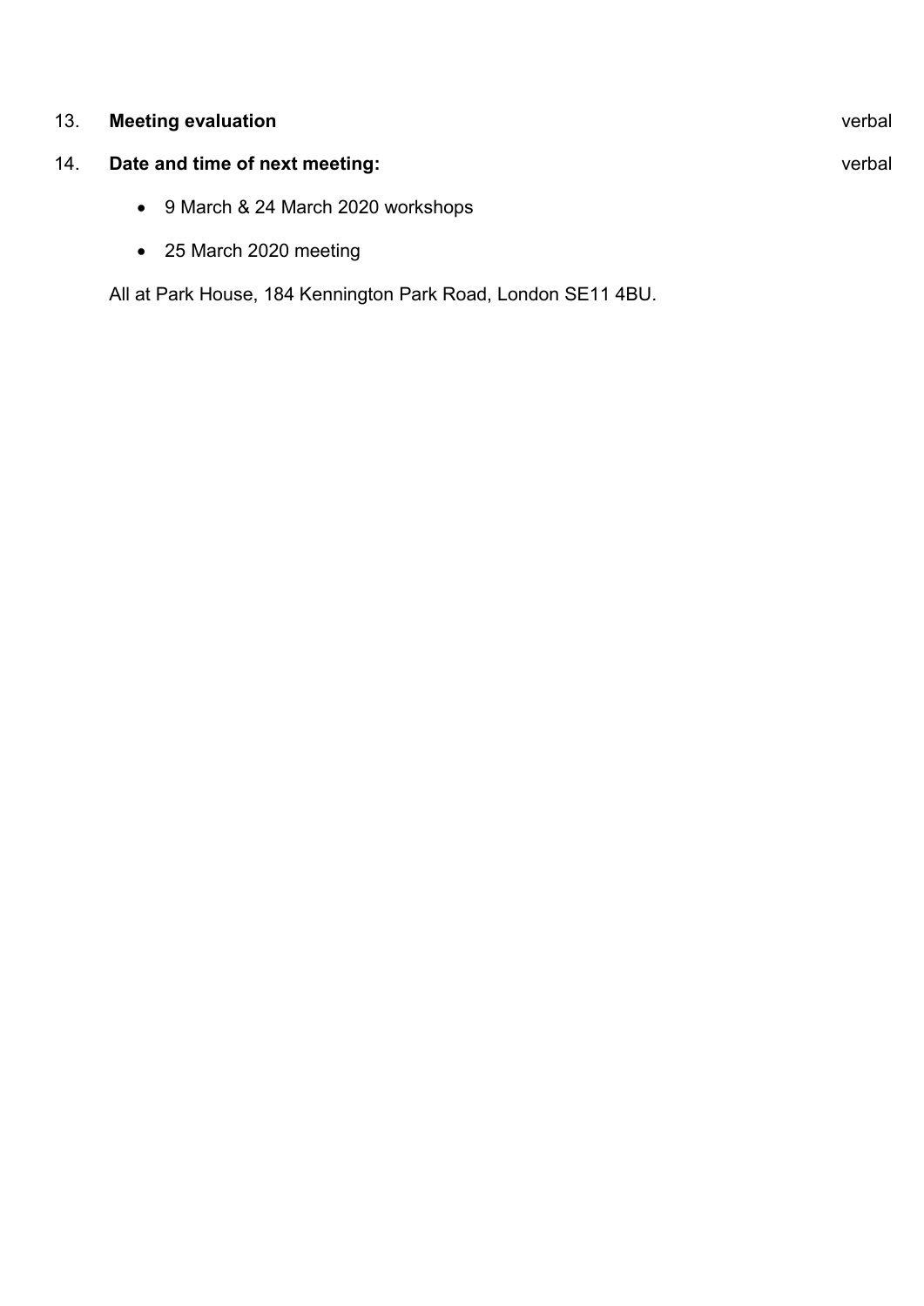13. **Meeting evaluation** verbal

14. **Date and time of next meeting:** verbal

- 9 March & 24 March 2020 workshops
- 25 March 2020 meeting

All at Park House, 184 Kennington Park Road, London SE11 4BU.